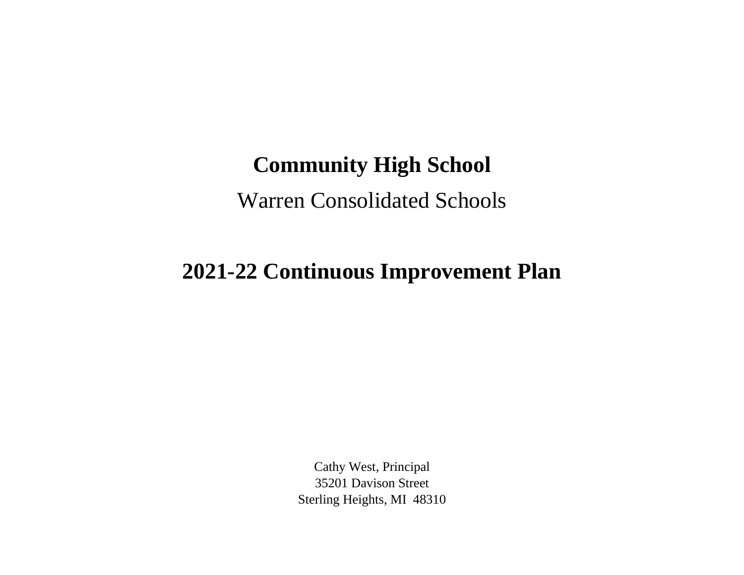# Community High School

Warren Consolidated Schools

# 2021-22 Continuous Improvement Plan

Cathy West, Principal
35201 Davison Street
Sterling Heights, MI  48310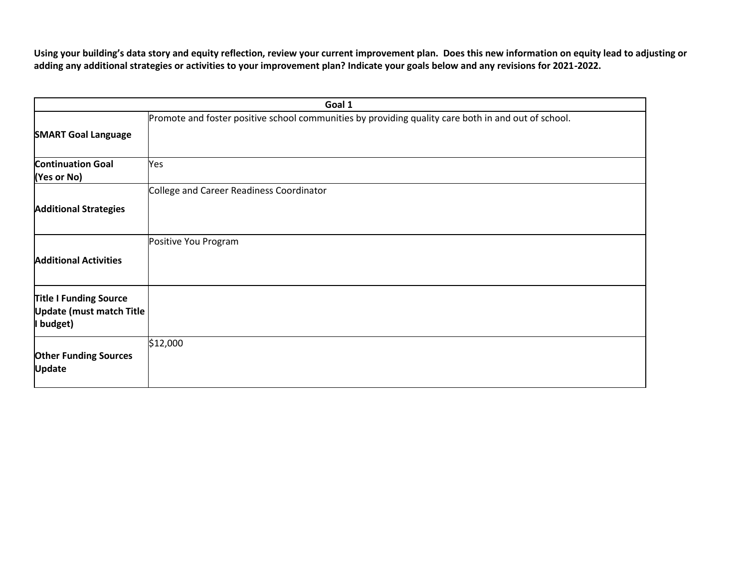**Using your building's data story and equity reflection, review your current improvement plan. Does this new information on equity lead to adjusting or adding any additional strategies or activities to your improvement plan? Indicate your goals below and any revisions for 2021-2022.**

| Goal 1 | |
|---|---|
| **SMART Goal Language** | Promote and foster positive school communities by providing quality care both in and out of school. |
| **Continuation Goal (Yes or No)** | Yes |
| **Additional Strategies** | College and Career Readiness Coordinator |
| **Additional Activities** | Positive You Program |
| **Title I Funding Source Update (must match Title I budget)** | |
| **Other Funding Sources Update** | $12,000 |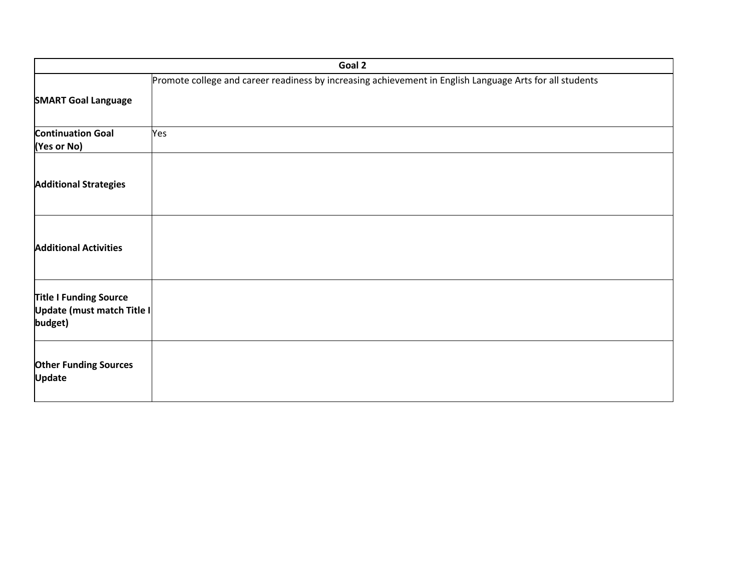| Goal 2 | |
|---|---|
| **SMART Goal Language** | Promote college and career readiness by increasing achievement in English Language Arts for all students |
| **Continuation Goal (Yes or No)** | Yes |
| **Additional Strategies** | |
| **Additional Activities** | |
| **Title I Funding Source Update (must match Title I budget)** | |
| **Other Funding Sources Update** | |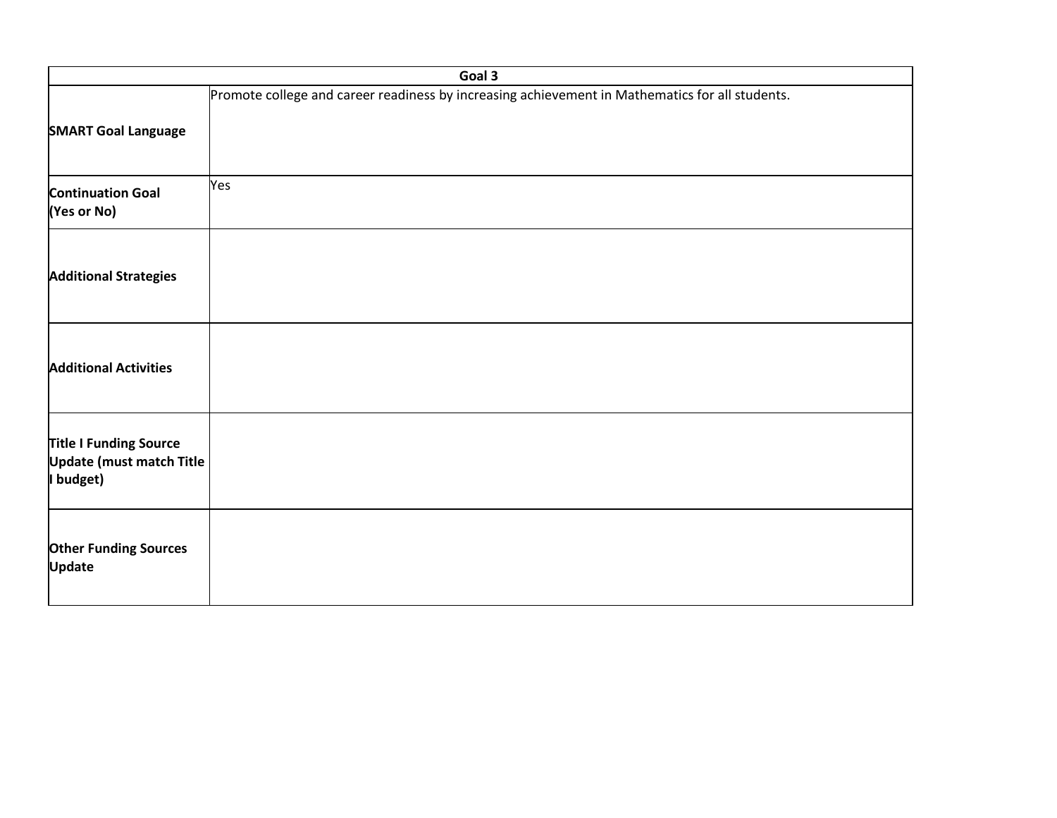| Goal 3 | |
|---|---|
| **SMART Goal Language** | Promote college and career readiness by increasing achievement in Mathematics for all students. |
| **Continuation Goal (Yes or No)** | Yes |
| **Additional Strategies** | |
| **Additional Activities** | |
| **Title I Funding Source Update (must match Title I budget)** | |
| **Other Funding Sources Update** | |